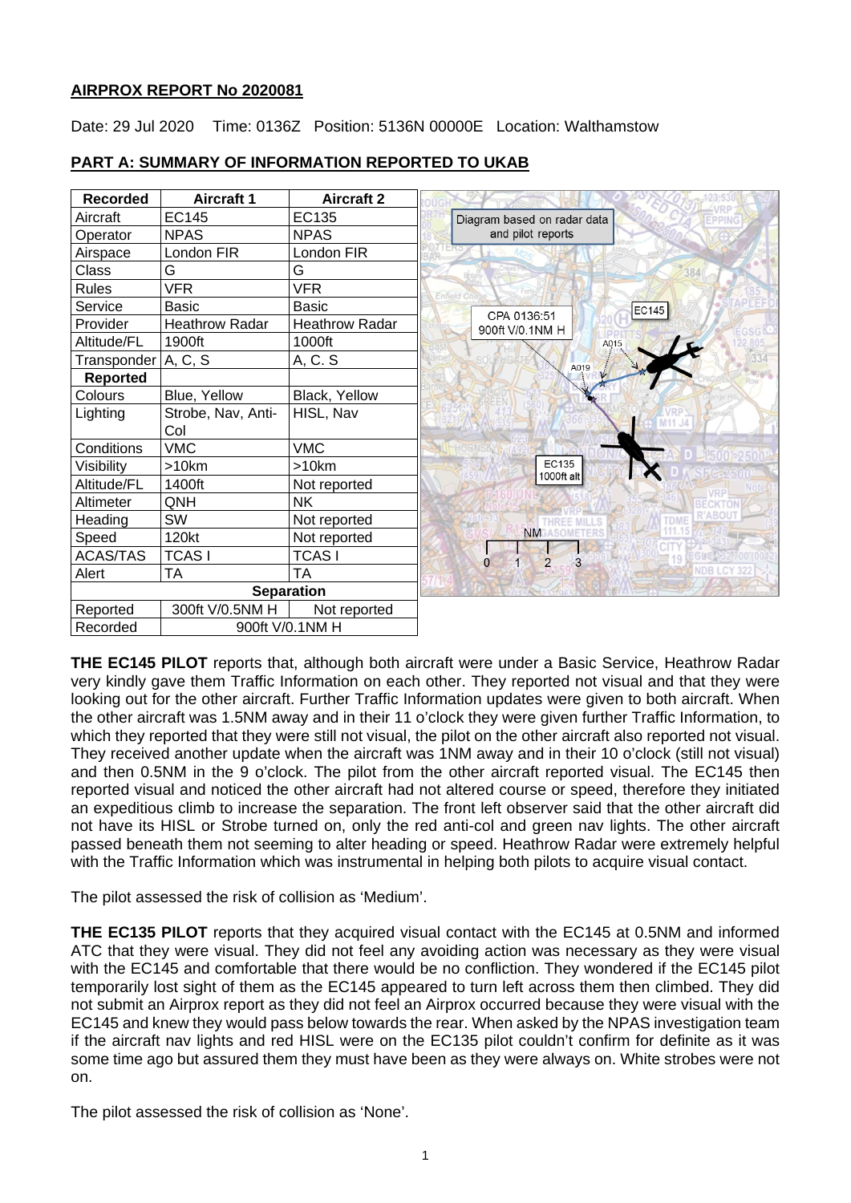**AIRPROX REPORT No 2020081**

Date: 29 Jul 2020 Time: 0136Z Position: 5136N 00000E Location: Walthamstow

**PART A: SUMMARY OF INFORMATION REPORTED TO UKAB**

| Recorded | Aircraft 1 | Aircraft 2 |
|---|---|---|
| Aircraft | EC145 | EC135 |
| Operator | NPAS | NPAS |
| Airspace | London FIR | London FIR |
| Class | G | G |
| Rules | VFR | VFR |
| Service | Basic | Basic |
| Provider | Heathrow Radar | Heathrow Radar |
| Altitude/FL | 1900ft | 1000ft |
| Transponder | A, C, S | A, C. S |
| **Reported** | | |
| Colours | Blue, Yellow | Black, Yellow |
| Lighting | Strobe, Nav, Anti-Col | HISL, Nav |
| Conditions | VMC | VMC |
| Visibility | >10km | >10km |
| Altitude/FL | 1400ft | Not reported |
| Altimeter | QNH | NK |
| Heading | SW | Not reported |
| Speed | 120kt | Not reported |
| ACAS/TAS | TCAS I | TCAS I |
| Alert | TA | TA |
| **Separation** | | |
| Reported | 300ft V/0.5NM H | Not reported |
| Recorded | 900ft V/0.1NM H | |

Diagram based on radar data and pilot reports

CPA 0136:51
900ft V/0.1NM H

EC145

A015

A019

EC135
1000ft alt

NM
0 1 2 3

**THE EC145 PILOT** reports that, although both aircraft were under a Basic Service, Heathrow Radar very kindly gave them Traffic Information on each other. They reported not visual and that they were looking out for the other aircraft. Further Traffic Information updates were given to both aircraft. When the other aircraft was 1.5NM away and in their 11 o'clock they were given further Traffic Information, to which they reported that they were still not visual, the pilot on the other aircraft also reported not visual. They received another update when the aircraft was 1NM away and in their 10 o'clock (still not visual) and then 0.5NM in the 9 o'clock. The pilot from the other aircraft reported visual. The EC145 then reported visual and noticed the other aircraft had not altered course or speed, therefore they initiated an expeditious climb to increase the separation. The front left observer said that the other aircraft did not have its HISL or Strobe turned on, only the red anti-col and green nav lights. The other aircraft passed beneath them not seeming to alter heading or speed. Heathrow Radar were extremely helpful with the Traffic Information which was instrumental in helping both pilots to acquire visual contact.

The pilot assessed the risk of collision as 'Medium'.

**THE EC135 PILOT** reports that they acquired visual contact with the EC145 at 0.5NM and informed ATC that they were visual. They did not feel any avoiding action was necessary as they were visual with the EC145 and comfortable that there would be no confliction. They wondered if the EC145 pilot temporarily lost sight of them as the EC145 appeared to turn left across them then climbed. They did not submit an Airprox report as they did not feel an Airprox occurred because they were visual with the EC145 and knew they would pass below towards the rear. When asked by the NPAS investigation team if the aircraft nav lights and red HISL were on the EC135 pilot couldn't confirm for definite as it was some time ago but assured them they must have been as they were always on. White strobes were not on.

The pilot assessed the risk of collision as 'None'.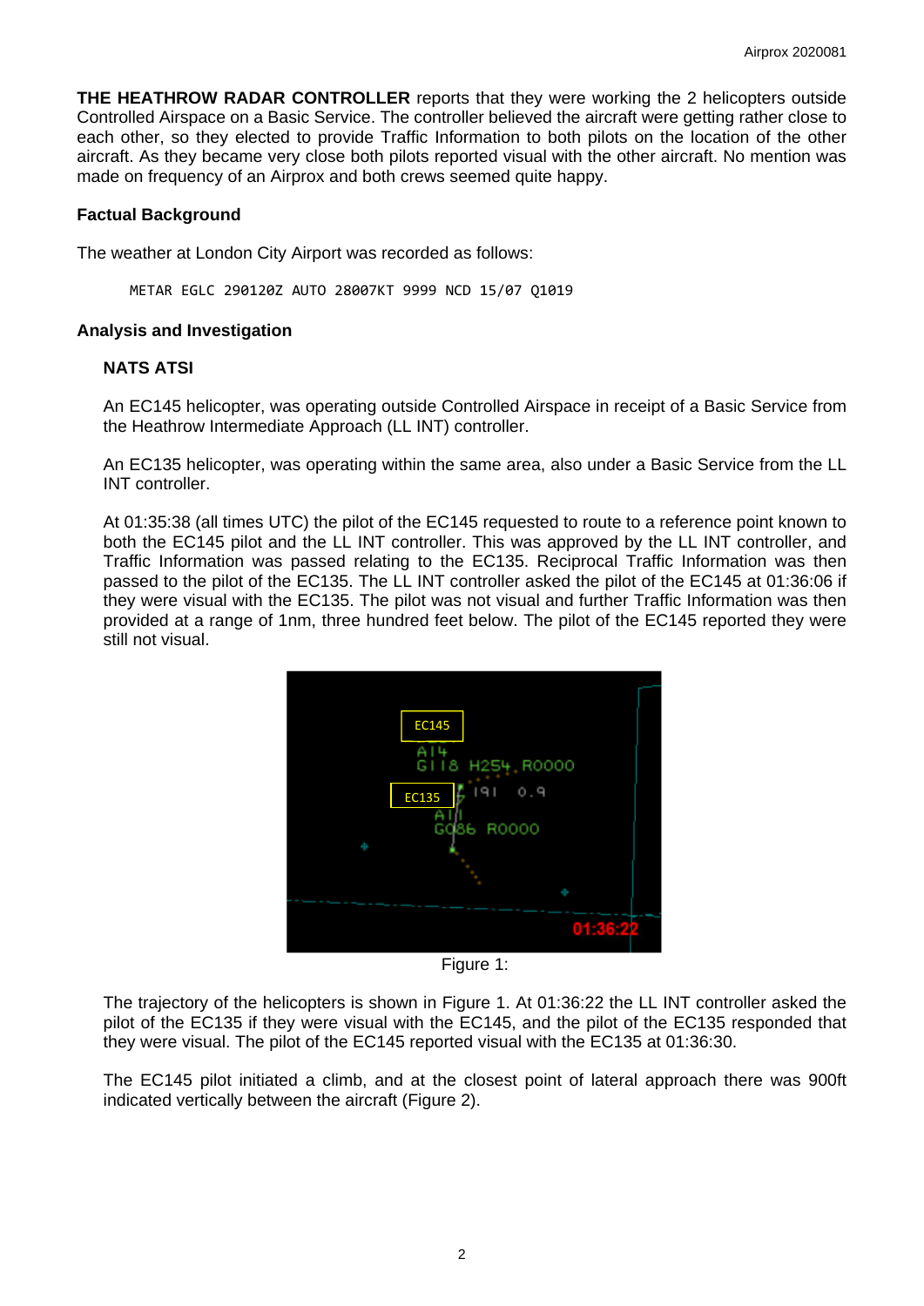**THE HEATHROW RADAR CONTROLLER** reports that they were working the 2 helicopters outside Controlled Airspace on a Basic Service. The controller believed the aircraft were getting rather close to each other, so they elected to provide Traffic Information to both pilots on the location of the other aircraft. As they became very close both pilots reported visual with the other aircraft. No mention was made on frequency of an Airprox and both crews seemed quite happy.

### Factual Background

The weather at London City Airport was recorded as follows:

```
METAR EGLC 290120Z AUTO 28007KT 9999 NCD 15/07 Q1019
```

### Analysis and Investigation

#### NATS ATSI

An EC145 helicopter, was operating outside Controlled Airspace in receipt of a Basic Service from the Heathrow Intermediate Approach (LL INT) controller.

An EC135 helicopter, was operating within the same area, also under a Basic Service from the LL INT controller.

At 01:35:38 (all times UTC) the pilot of the EC145 requested to route to a reference point known to both the EC145 pilot and the LL INT controller. This was approved by the LL INT controller, and Traffic Information was passed relating to the EC135. Reciprocal Traffic Information was then passed to the pilot of the EC135. The LL INT controller asked the pilot of the EC145 at 01:36:06 if they were visual with the EC135. The pilot was not visual and further Traffic Information was then provided at a range of 1nm, three hundred feet below. The pilot of the EC145 reported they were still not visual.

EC145
A14
G118 H254 R0000
EC135
191 0.9
A11
G086 R0000
01:36:22

Figure 1:

The trajectory of the helicopters is shown in Figure 1. At 01:36:22 the LL INT controller asked the pilot of the EC135 if they were visual with the EC145, and the pilot of the EC135 responded that they were visual. The pilot of the EC145 reported visual with the EC135 at 01:36:30.

The EC145 pilot initiated a climb, and at the closest point of lateral approach there was 900ft indicated vertically between the aircraft (Figure 2).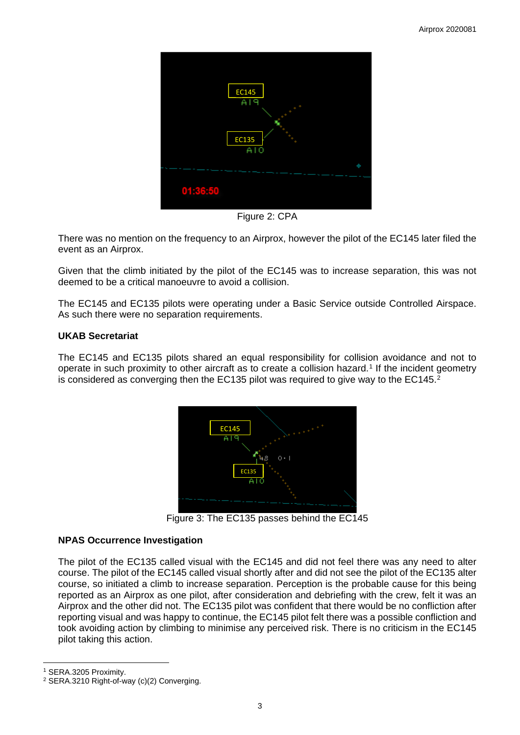EC145
A19
EC135
A10
01:36:50

Figure 2: CPA

There was no mention on the frequency to an Airprox, however the pilot of the EC145 later filed the event as an Airprox.

Given that the climb initiated by the pilot of the EC145 was to increase separation, this was not deemed to be a critical manoeuvre to avoid a collision.

The EC145 and EC135 pilots were operating under a Basic Service outside Controlled Airspace. As such there were no separation requirements.

### UKAB Secretariat

The EC145 and EC135 pilots shared an equal responsibility for collision avoidance and not to operate in such proximity to other aircraft as to create a collision hazard.[1] If the incident geometry is considered as converging then the EC135 pilot was required to give way to the EC145.[2]

EC145
A19
48 0·1
EC135
A10

Figure 3: The EC135 passes behind the EC145

### NPAS Occurrence Investigation

The pilot of the EC135 called visual with the EC145 and did not feel there was any need to alter course. The pilot of the EC145 called visual shortly after and did not see the pilot of the EC135 alter course, so initiated a climb to increase separation. Perception is the probable cause for this being reported as an Airprox as one pilot, after consideration and debriefing with the crew, felt it was an Airprox and the other did not. The EC135 pilot was confident that there would be no confliction after reporting visual and was happy to continue, the EC145 pilot felt there was a possible confliction and took avoiding action by climbing to minimise any perceived risk. There is no criticism in the EC145 pilot taking this action.

---

[1] SERA.3205 Proximity.
[2] SERA.3210 Right-of-way (c)(2) Converging.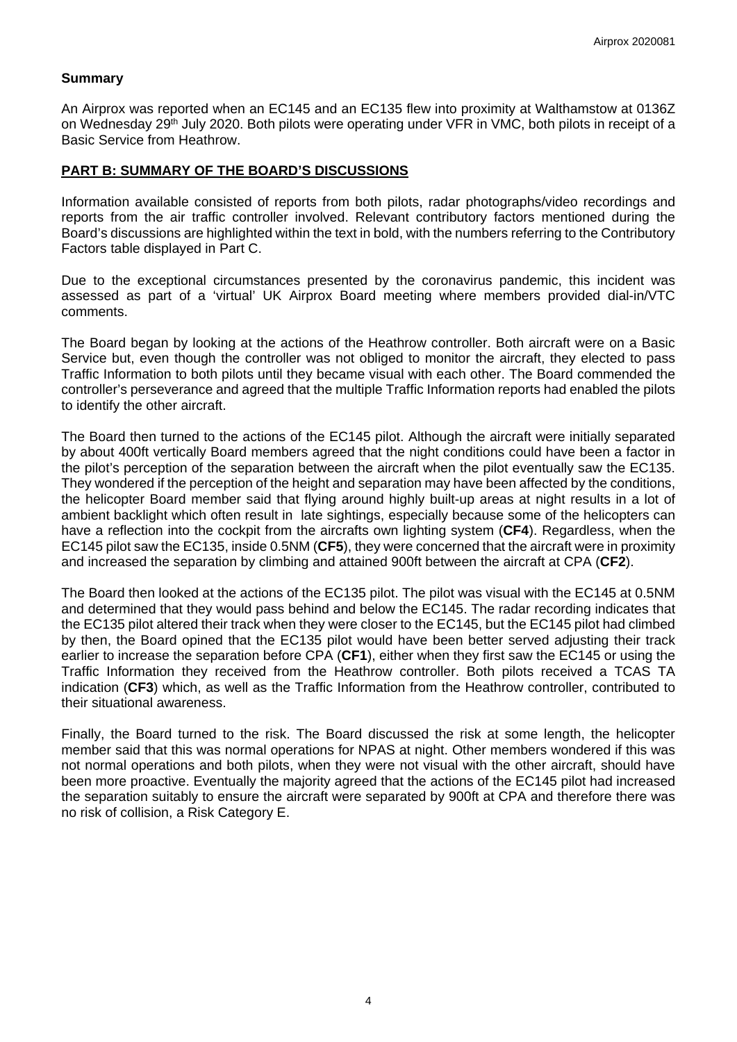**Summary**

An Airprox was reported when an EC145 and an EC135 flew into proximity at Walthamstow at 0136Z on Wednesday 29th July 2020. Both pilots were operating under VFR in VMC, both pilots in receipt of a Basic Service from Heathrow.

## PART B: SUMMARY OF THE BOARD'S DISCUSSIONS

Information available consisted of reports from both pilots, radar photographs/video recordings and reports from the air traffic controller involved. Relevant contributory factors mentioned during the Board's discussions are highlighted within the text in bold, with the numbers referring to the Contributory Factors table displayed in Part C.

Due to the exceptional circumstances presented by the coronavirus pandemic, this incident was assessed as part of a 'virtual' UK Airprox Board meeting where members provided dial-in/VTC comments.

The Board began by looking at the actions of the Heathrow controller. Both aircraft were on a Basic Service but, even though the controller was not obliged to monitor the aircraft, they elected to pass Traffic Information to both pilots until they became visual with each other. The Board commended the controller's perseverance and agreed that the multiple Traffic Information reports had enabled the pilots to identify the other aircraft.

The Board then turned to the actions of the EC145 pilot. Although the aircraft were initially separated by about 400ft vertically Board members agreed that the night conditions could have been a factor in the pilot's perception of the separation between the aircraft when the pilot eventually saw the EC135. They wondered if the perception of the height and separation may have been affected by the conditions, the helicopter Board member said that flying around highly built-up areas at night results in a lot of ambient backlight which often result in late sightings, especially because some of the helicopters can have a reflection into the cockpit from the aircrafts own lighting system (**CF4**). Regardless, when the EC145 pilot saw the EC135, inside 0.5NM (**CF5**), they were concerned that the aircraft were in proximity and increased the separation by climbing and attained 900ft between the aircraft at CPA (**CF2**).

The Board then looked at the actions of the EC135 pilot. The pilot was visual with the EC145 at 0.5NM and determined that they would pass behind and below the EC145. The radar recording indicates that the EC135 pilot altered their track when they were closer to the EC145, but the EC145 pilot had climbed by then, the Board opined that the EC135 pilot would have been better served adjusting their track earlier to increase the separation before CPA (**CF1**), either when they first saw the EC145 or using the Traffic Information they received from the Heathrow controller. Both pilots received a TCAS TA indication (**CF3**) which, as well as the Traffic Information from the Heathrow controller, contributed to their situational awareness.

Finally, the Board turned to the risk. The Board discussed the risk at some length, the helicopter member said that this was normal operations for NPAS at night. Other members wondered if this was not normal operations and both pilots, when they were not visual with the other aircraft, should have been more proactive. Eventually the majority agreed that the actions of the EC145 pilot had increased the separation suitably to ensure the aircraft were separated by 900ft at CPA and therefore there was no risk of collision, a Risk Category E.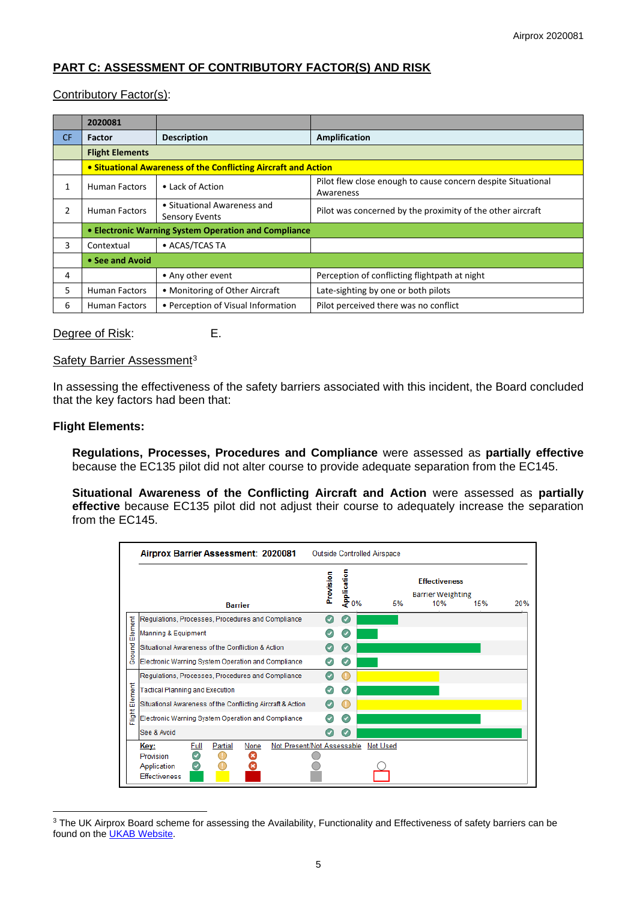## PART C: ASSESSMENT OF CONTRIBUTORY FACTOR(S) AND RISK

Contributory Factor(s):

| | 2020081 | | |
|---|---|---|---|
| CF | Factor | Description | Amplification |
| | Flight Elements | | |
| | • Situational Awareness of the Conflicting Aircraft and Action | | |
| 1 | Human Factors | • Lack of Action | Pilot flew close enough to cause concern despite Situational Awareness |
| 2 | Human Factors | • Situational Awareness and Sensory Events | Pilot was concerned by the proximity of the other aircraft |
| | • Electronic Warning System Operation and Compliance | | |
| 3 | Contextual | • ACAS/TCAS TA | |
| | • See and Avoid | | |
| 4 | | • Any other event | Perception of conflicting flightpath at night |
| 5 | Human Factors | • Monitoring of Other Aircraft | Late-sighting by one or both pilots |
| 6 | Human Factors | • Perception of Visual Information | Pilot perceived there was no conflict |

Degree of Risk: E.

Safety Barrier Assessment[3]

In assessing the effectiveness of the safety barriers associated with this incident, the Board concluded that the key factors had been that:

**Flight Elements:**

**Regulations, Processes, Procedures and Compliance** were assessed as **partially effective** because the EC135 pilot did not alter course to provide adequate separation from the EC145.

**Situational Awareness of the Conflicting Aircraft and Action** were assessed as **partially effective** because EC135 pilot did not adjust their course to adequately increase the separation from the EC145.

Airprox Barrier Assessment: 2020081 Outside Controlled Airspace

Barrier
Provision
Application
Effectiveness
Barrier Weighting
0% 5% 10% 15% 20%

Ground Element
Regulations, Processes, Procedures and Compliance
Manning & Equipment
Situational Awareness of the Confliction & Action
Electronic Warning System Operation and Compliance

Flight Element
Regulations, Processes, Procedures and Compliance
Tactical Planning and Execution
Situational Awareness of the Conflicting Aircraft & Action
Electronic Warning System Operation and Compliance
See & Avoid

Key: Full Partial None Not Present/Not Assessable Not Used
Provision
Application
Effectiveness

---

[3] The UK Airprox Board scheme for assessing the Availability, Functionality and Effectiveness of safety barriers can be found on the UKAB Website.